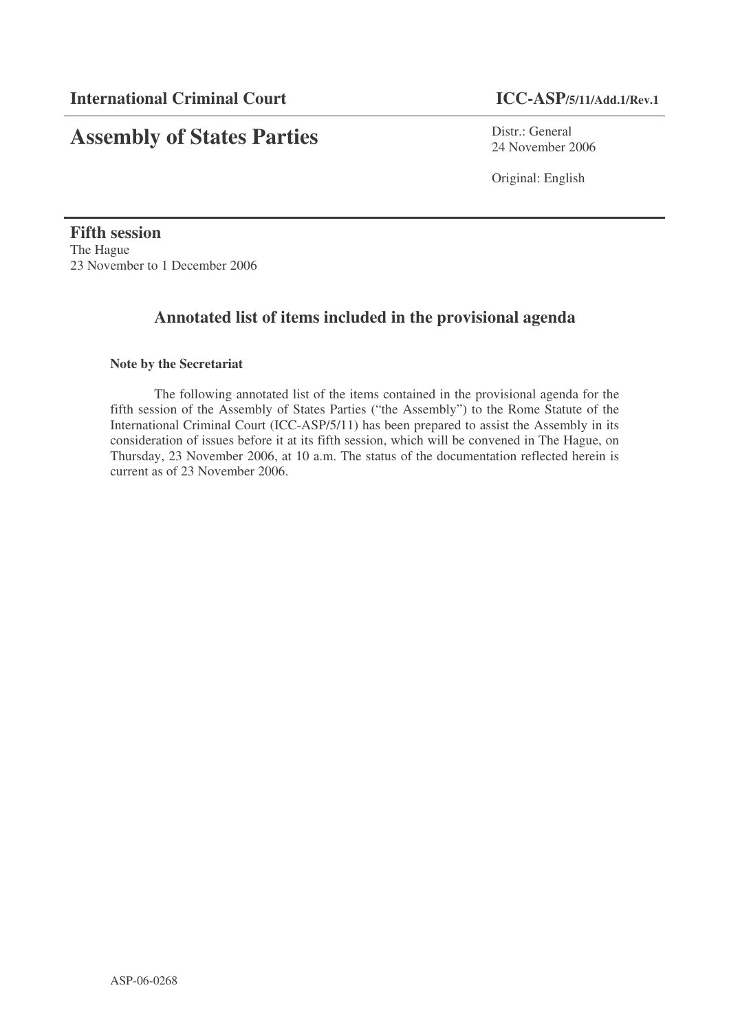**International Criminal Court** **ICC-ASP/5/11/Add.1/Rev.1**

# Assembly of States Parties

Distr.: General
24 November 2006

Original: English

**Fifth session**
The Hague
23 November to 1 December 2006

## Annotated list of items included in the provisional agenda

**Note by the Secretariat**

The following annotated list of the items contained in the provisional agenda for the fifth session of the Assembly of States Parties ("the Assembly") to the Rome Statute of the International Criminal Court (ICC-ASP/5/11) has been prepared to assist the Assembly in its consideration of issues before it at its fifth session, which will be convened in The Hague, on Thursday, 23 November 2006, at 10 a.m. The status of the documentation reflected herein is current as of 23 November 2006.

ASP-06-0268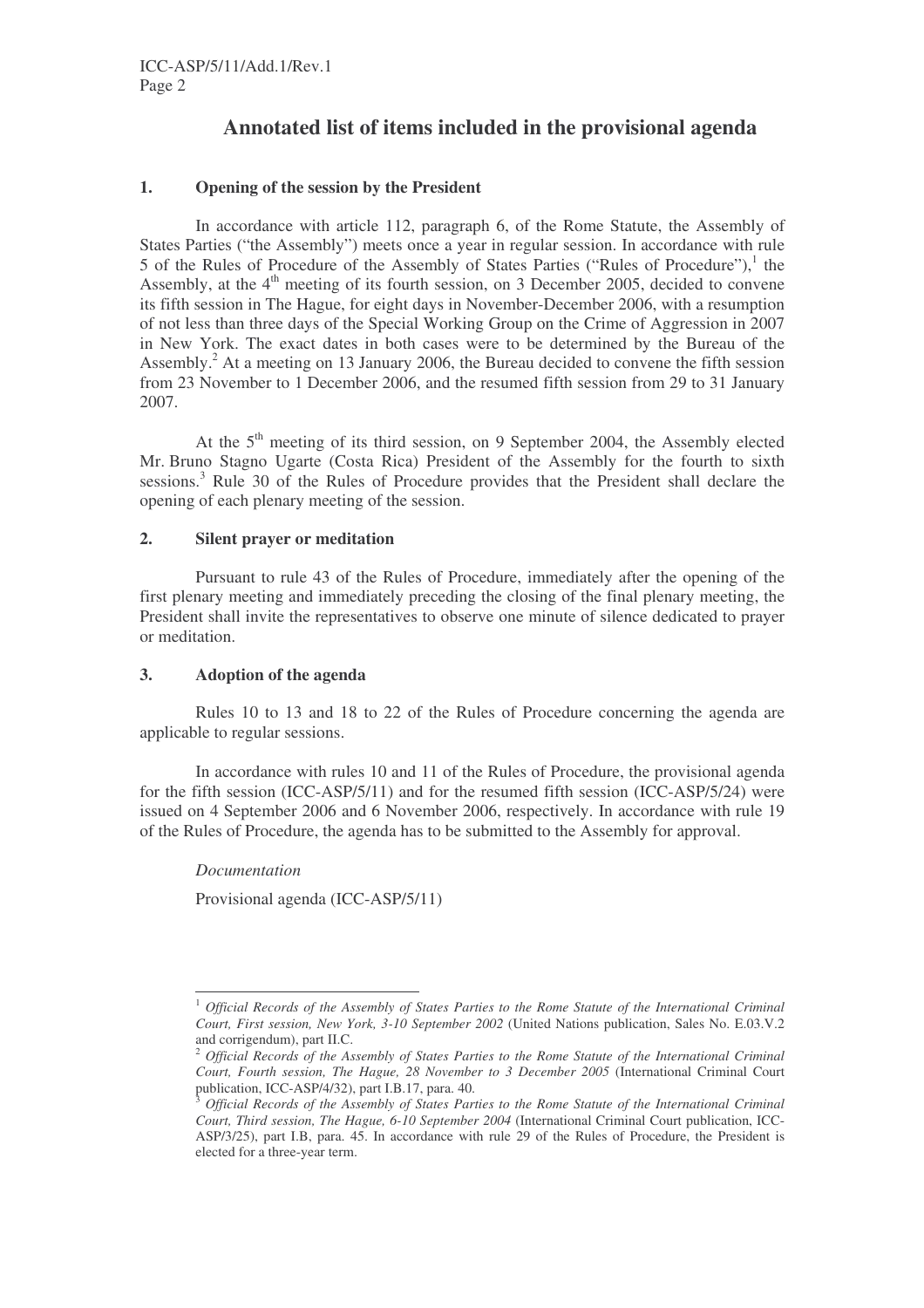## Annotated list of items included in the provisional agenda

### 1. Opening of the session by the President

In accordance with article 112, paragraph 6, of the Rome Statute, the Assembly of States Parties ("the Assembly") meets once a year in regular session. In accordance with rule 5 of the Rules of Procedure of the Assembly of States Parties ("Rules of Procedure"),[1] the Assembly, at the 4th meeting of its fourth session, on 3 December 2005, decided to convene its fifth session in The Hague, for eight days in November-December 2006, with a resumption of not less than three days of the Special Working Group on the Crime of Aggression in 2007 in New York. The exact dates in both cases were to be determined by the Bureau of the Assembly.[2] At a meeting on 13 January 2006, the Bureau decided to convene the fifth session from 23 November to 1 December 2006, and the resumed fifth session from 29 to 31 January 2007.

At the 5th meeting of its third session, on 9 September 2004, the Assembly elected Mr. Bruno Stagno Ugarte (Costa Rica) President of the Assembly for the fourth to sixth sessions.[3] Rule 30 of the Rules of Procedure provides that the President shall declare the opening of each plenary meeting of the session.

### 2. Silent prayer or meditation

Pursuant to rule 43 of the Rules of Procedure, immediately after the opening of the first plenary meeting and immediately preceding the closing of the final plenary meeting, the President shall invite the representatives to observe one minute of silence dedicated to prayer or meditation.

### 3. Adoption of the agenda

Rules 10 to 13 and 18 to 22 of the Rules of Procedure concerning the agenda are applicable to regular sessions.

In accordance with rules 10 and 11 of the Rules of Procedure, the provisional agenda for the fifth session (ICC-ASP/5/11) and for the resumed fifth session (ICC-ASP/5/24) were issued on 4 September 2006 and 6 November 2006, respectively. In accordance with rule 19 of the Rules of Procedure, the agenda has to be submitted to the Assembly for approval.

*Documentation*

Provisional agenda (ICC-ASP/5/11)

---

[1] *Official Records of the Assembly of States Parties to the Rome Statute of the International Criminal Court, First session, New York, 3-10 September 2002* (United Nations publication, Sales No. E.03.V.2 and corrigendum), part II.C.

[2] *Official Records of the Assembly of States Parties to the Rome Statute of the International Criminal Court, Fourth session, The Hague, 28 November to 3 December 2005* (International Criminal Court publication, ICC-ASP/4/32), part I.B.17, para. 40.

[3] *Official Records of the Assembly of States Parties to the Rome Statute of the International Criminal Court, Third session, The Hague, 6-10 September 2004* (International Criminal Court publication, ICC-ASP/3/25), part I.B, para. 45. In accordance with rule 29 of the Rules of Procedure, the President is elected for a three-year term.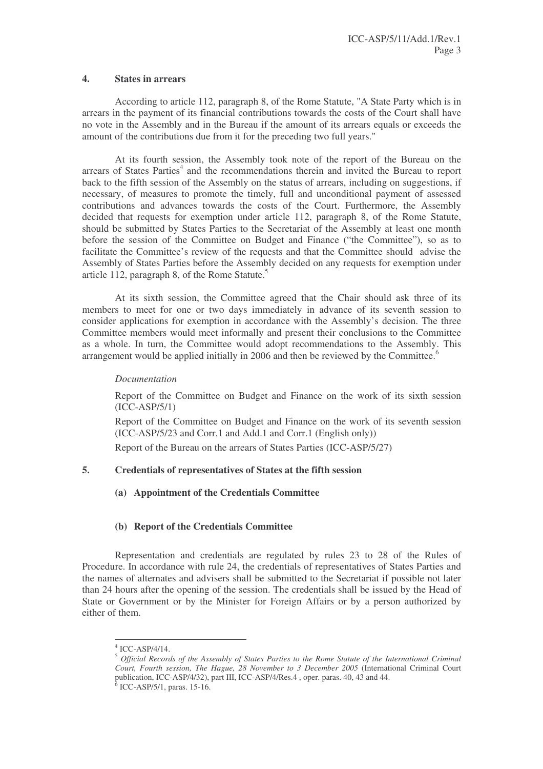## 4. States in arrears

According to article 112, paragraph 8, of the Rome Statute, "A State Party which is in arrears in the payment of its financial contributions towards the costs of the Court shall have no vote in the Assembly and in the Bureau if the amount of its arrears equals or exceeds the amount of the contributions due from it for the preceding two full years."

At its fourth session, the Assembly took note of the report of the Bureau on the arrears of States Parties[4] and the recommendations therein and invited the Bureau to report back to the fifth session of the Assembly on the status of arrears, including on suggestions, if necessary, of measures to promote the timely, full and unconditional payment of assessed contributions and advances towards the costs of the Court. Furthermore, the Assembly decided that requests for exemption under article 112, paragraph 8, of the Rome Statute, should be submitted by States Parties to the Secretariat of the Assembly at least one month before the session of the Committee on Budget and Finance ("the Committee"), so as to facilitate the Committee's review of the requests and that the Committee should advise the Assembly of States Parties before the Assembly decided on any requests for exemption under article 112, paragraph 8, of the Rome Statute.[5]

At its sixth session, the Committee agreed that the Chair should ask three of its members to meet for one or two days immediately in advance of its seventh session to consider applications for exemption in accordance with the Assembly's decision. The three Committee members would meet informally and present their conclusions to the Committee as a whole. In turn, the Committee would adopt recommendations to the Assembly. This arrangement would be applied initially in 2006 and then be reviewed by the Committee.[6]

*Documentation*

Report of the Committee on Budget and Finance on the work of its sixth session (ICC-ASP/5/1)

Report of the Committee on Budget and Finance on the work of its seventh session (ICC-ASP/5/23 and Corr.1 and Add.1 and Corr.1 (English only))

Report of the Bureau on the arrears of States Parties (ICC-ASP/5/27)

## 5. Credentials of representatives of States at the fifth session

### (a) Appointment of the Credentials Committee

### (b) Report of the Credentials Committee

Representation and credentials are regulated by rules 23 to 28 of the Rules of Procedure. In accordance with rule 24, the credentials of representatives of States Parties and the names of alternates and advisers shall be submitted to the Secretariat if possible not later than 24 hours after the opening of the session. The credentials shall be issued by the Head of State or Government or by the Minister for Foreign Affairs or by a person authorized by either of them.

---

[4] ICC-ASP/4/14.

[5] *Official Records of the Assembly of States Parties to the Rome Statute of the International Criminal Court, Fourth session, The Hague, 28 November to 3 December 2005* (International Criminal Court publication, ICC-ASP/4/32), part III, ICC-ASP/4/Res.4 , oper. paras. 40, 43 and 44.

[6] ICC-ASP/5/1, paras. 15-16.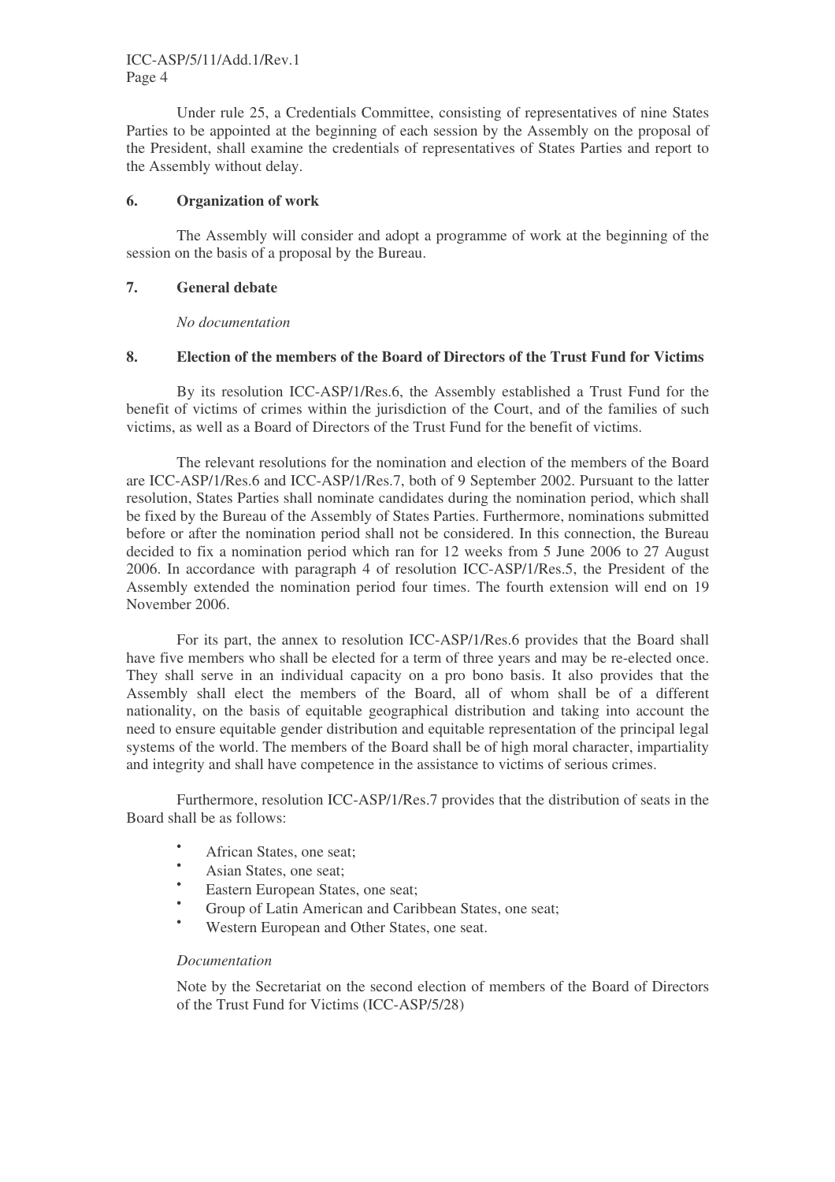Under rule 25, a Credentials Committee, consisting of representatives of nine States Parties to be appointed at the beginning of each session by the Assembly on the proposal of the President, shall examine the credentials of representatives of States Parties and report to the Assembly without delay.

## 6. Organization of work

The Assembly will consider and adopt a programme of work at the beginning of the session on the basis of a proposal by the Bureau.

## 7. General debate

*No documentation*

## 8. Election of the members of the Board of Directors of the Trust Fund for Victims

By its resolution ICC-ASP/1/Res.6, the Assembly established a Trust Fund for the benefit of victims of crimes within the jurisdiction of the Court, and of the families of such victims, as well as a Board of Directors of the Trust Fund for the benefit of victims.

The relevant resolutions for the nomination and election of the members of the Board are ICC-ASP/1/Res.6 and ICC-ASP/1/Res.7, both of 9 September 2002. Pursuant to the latter resolution, States Parties shall nominate candidates during the nomination period, which shall be fixed by the Bureau of the Assembly of States Parties. Furthermore, nominations submitted before or after the nomination period shall not be considered. In this connection, the Bureau decided to fix a nomination period which ran for 12 weeks from 5 June 2006 to 27 August 2006. In accordance with paragraph 4 of resolution ICC-ASP/1/Res.5, the President of the Assembly extended the nomination period four times. The fourth extension will end on 19 November 2006.

For its part, the annex to resolution ICC-ASP/1/Res.6 provides that the Board shall have five members who shall be elected for a term of three years and may be re-elected once. They shall serve in an individual capacity on a pro bono basis. It also provides that the Assembly shall elect the members of the Board, all of whom shall be of a different nationality, on the basis of equitable geographical distribution and taking into account the need to ensure equitable gender distribution and equitable representation of the principal legal systems of the world. The members of the Board shall be of high moral character, impartiality and integrity and shall have competence in the assistance to victims of serious crimes.

Furthermore, resolution ICC-ASP/1/Res.7 provides that the distribution of seats in the Board shall be as follows:

- African States, one seat;
- Asian States, one seat;
- Eastern European States, one seat;
- Group of Latin American and Caribbean States, one seat;
- Western European and Other States, one seat.

*Documentation*

Note by the Secretariat on the second election of members of the Board of Directors of the Trust Fund for Victims (ICC-ASP/5/28)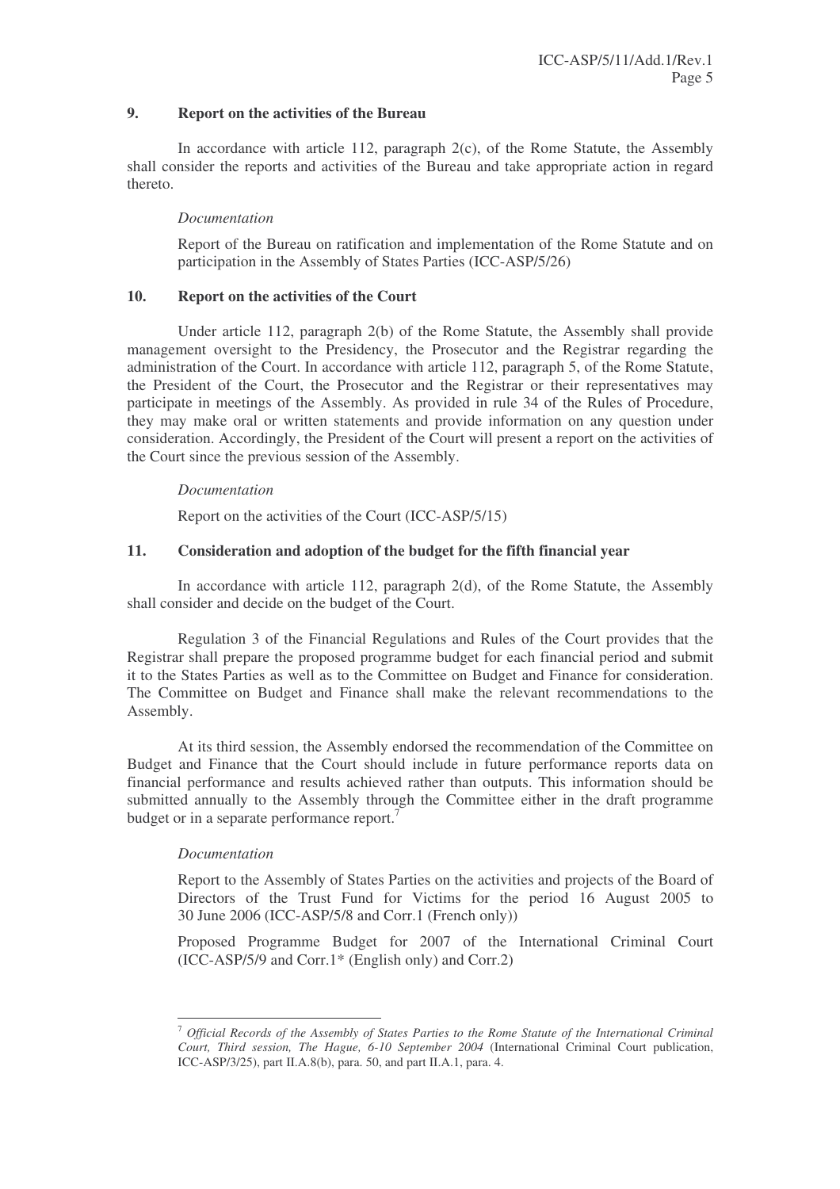### 9. Report on the activities of the Bureau

In accordance with article 112, paragraph 2(c), of the Rome Statute, the Assembly shall consider the reports and activities of the Bureau and take appropriate action in regard thereto.

*Documentation*

Report of the Bureau on ratification and implementation of the Rome Statute and on participation in the Assembly of States Parties (ICC-ASP/5/26)

### 10. Report on the activities of the Court

Under article 112, paragraph 2(b) of the Rome Statute, the Assembly shall provide management oversight to the Presidency, the Prosecutor and the Registrar regarding the administration of the Court. In accordance with article 112, paragraph 5, of the Rome Statute, the President of the Court, the Prosecutor and the Registrar or their representatives may participate in meetings of the Assembly. As provided in rule 34 of the Rules of Procedure, they may make oral or written statements and provide information on any question under consideration. Accordingly, the President of the Court will present a report on the activities of the Court since the previous session of the Assembly.

*Documentation*

Report on the activities of the Court (ICC-ASP/5/15)

### 11. Consideration and adoption of the budget for the fifth financial year

In accordance with article 112, paragraph 2(d), of the Rome Statute, the Assembly shall consider and decide on the budget of the Court.

Regulation 3 of the Financial Regulations and Rules of the Court provides that the Registrar shall prepare the proposed programme budget for each financial period and submit it to the States Parties as well as to the Committee on Budget and Finance for consideration. The Committee on Budget and Finance shall make the relevant recommendations to the Assembly.

At its third session, the Assembly endorsed the recommendation of the Committee on Budget and Finance that the Court should include in future performance reports data on financial performance and results achieved rather than outputs. This information should be submitted annually to the Assembly through the Committee either in the draft programme budget or in a separate performance report.[7]

*Documentation*

Report to the Assembly of States Parties on the activities and projects of the Board of Directors of the Trust Fund for Victims for the period 16 August 2005 to 30 June 2006 (ICC-ASP/5/8 and Corr.1 (French only))

Proposed Programme Budget for 2007 of the International Criminal Court (ICC-ASP/5/9 and Corr.1* (English only) and Corr.2)

---

[7] *Official Records of the Assembly of States Parties to the Rome Statute of the International Criminal Court, Third session, The Hague, 6-10 September 2004* (International Criminal Court publication, ICC-ASP/3/25), part II.A.8(b), para. 50, and part II.A.1, para. 4.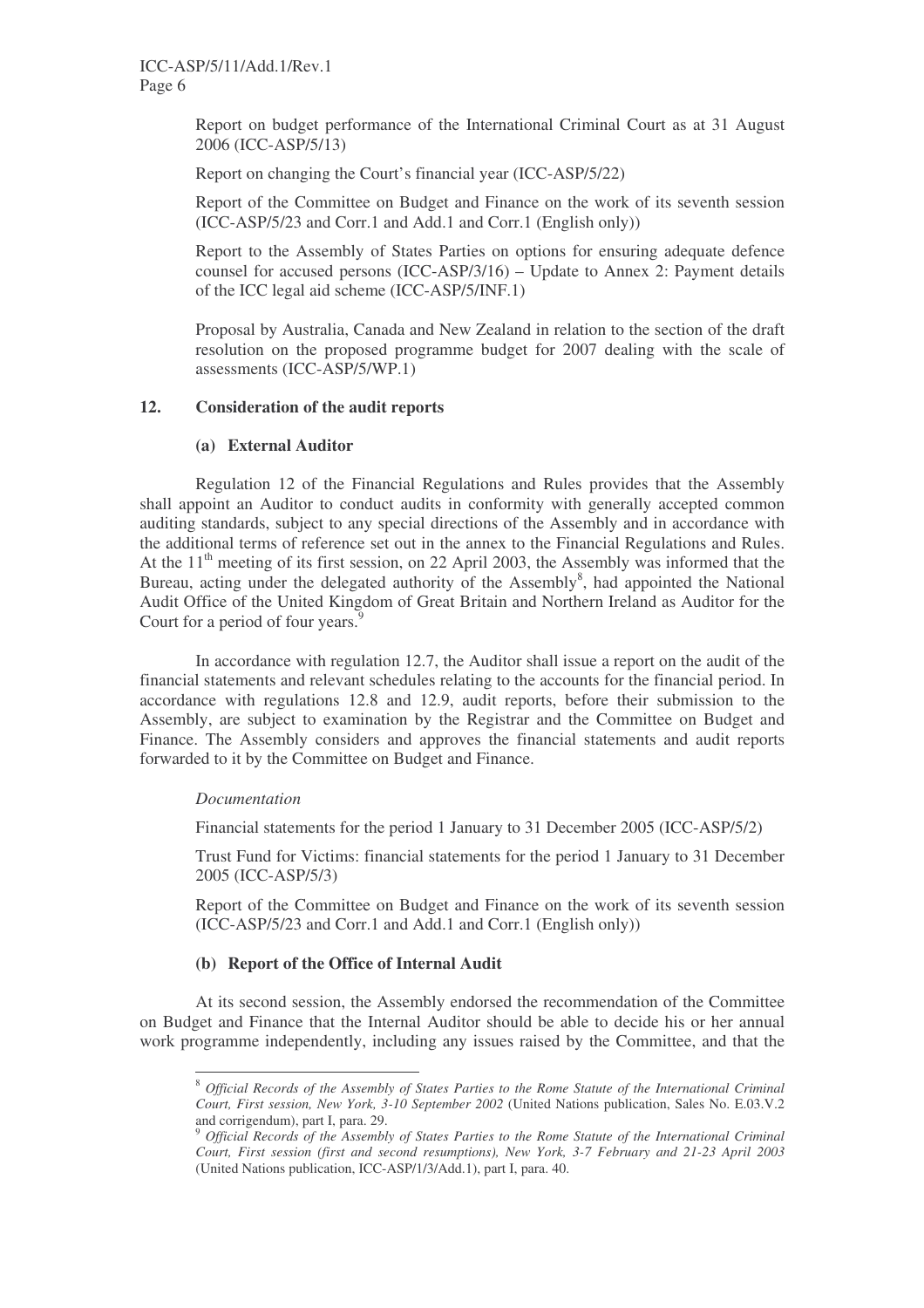Report on budget performance of the International Criminal Court as at 31 August 2006 (ICC-ASP/5/13)

Report on changing the Court's financial year (ICC-ASP/5/22)

Report of the Committee on Budget and Finance on the work of its seventh session (ICC-ASP/5/23 and Corr.1 and Add.1 and Corr.1 (English only))

Report to the Assembly of States Parties on options for ensuring adequate defence counsel for accused persons (ICC-ASP/3/16) – Update to Annex 2: Payment details of the ICC legal aid scheme (ICC-ASP/5/INF.1)

Proposal by Australia, Canada and New Zealand in relation to the section of the draft resolution on the proposed programme budget for 2007 dealing with the scale of assessments (ICC-ASP/5/WP.1)

## 12. Consideration of the audit reports

### (a) External Auditor

Regulation 12 of the Financial Regulations and Rules provides that the Assembly shall appoint an Auditor to conduct audits in conformity with generally accepted common auditing standards, subject to any special directions of the Assembly and in accordance with the additional terms of reference set out in the annex to the Financial Regulations and Rules. At the 11th meeting of its first session, on 22 April 2003, the Assembly was informed that the Bureau, acting under the delegated authority of the Assembly[8], had appointed the National Audit Office of the United Kingdom of Great Britain and Northern Ireland as Auditor for the Court for a period of four years.[9]

In accordance with regulation 12.7, the Auditor shall issue a report on the audit of the financial statements and relevant schedules relating to the accounts for the financial period. In accordance with regulations 12.8 and 12.9, audit reports, before their submission to the Assembly, are subject to examination by the Registrar and the Committee on Budget and Finance. The Assembly considers and approves the financial statements and audit reports forwarded to it by the Committee on Budget and Finance.

*Documentation*

Financial statements for the period 1 January to 31 December 2005 (ICC-ASP/5/2)

Trust Fund for Victims: financial statements for the period 1 January to 31 December 2005 (ICC-ASP/5/3)

Report of the Committee on Budget and Finance on the work of its seventh session (ICC-ASP/5/23 and Corr.1 and Add.1 and Corr.1 (English only))

### (b) Report of the Office of Internal Audit

At its second session, the Assembly endorsed the recommendation of the Committee on Budget and Finance that the Internal Auditor should be able to decide his or her annual work programme independently, including any issues raised by the Committee, and that the

---

[8] *Official Records of the Assembly of States Parties to the Rome Statute of the International Criminal Court, First session, New York, 3-10 September 2002* (United Nations publication, Sales No. E.03.V.2 and corrigendum), part I, para. 29.

[9] *Official Records of the Assembly of States Parties to the Rome Statute of the International Criminal Court, First session (first and second resumptions), New York, 3-7 February and 21-23 April 2003* (United Nations publication, ICC-ASP/1/3/Add.1), part I, para. 40.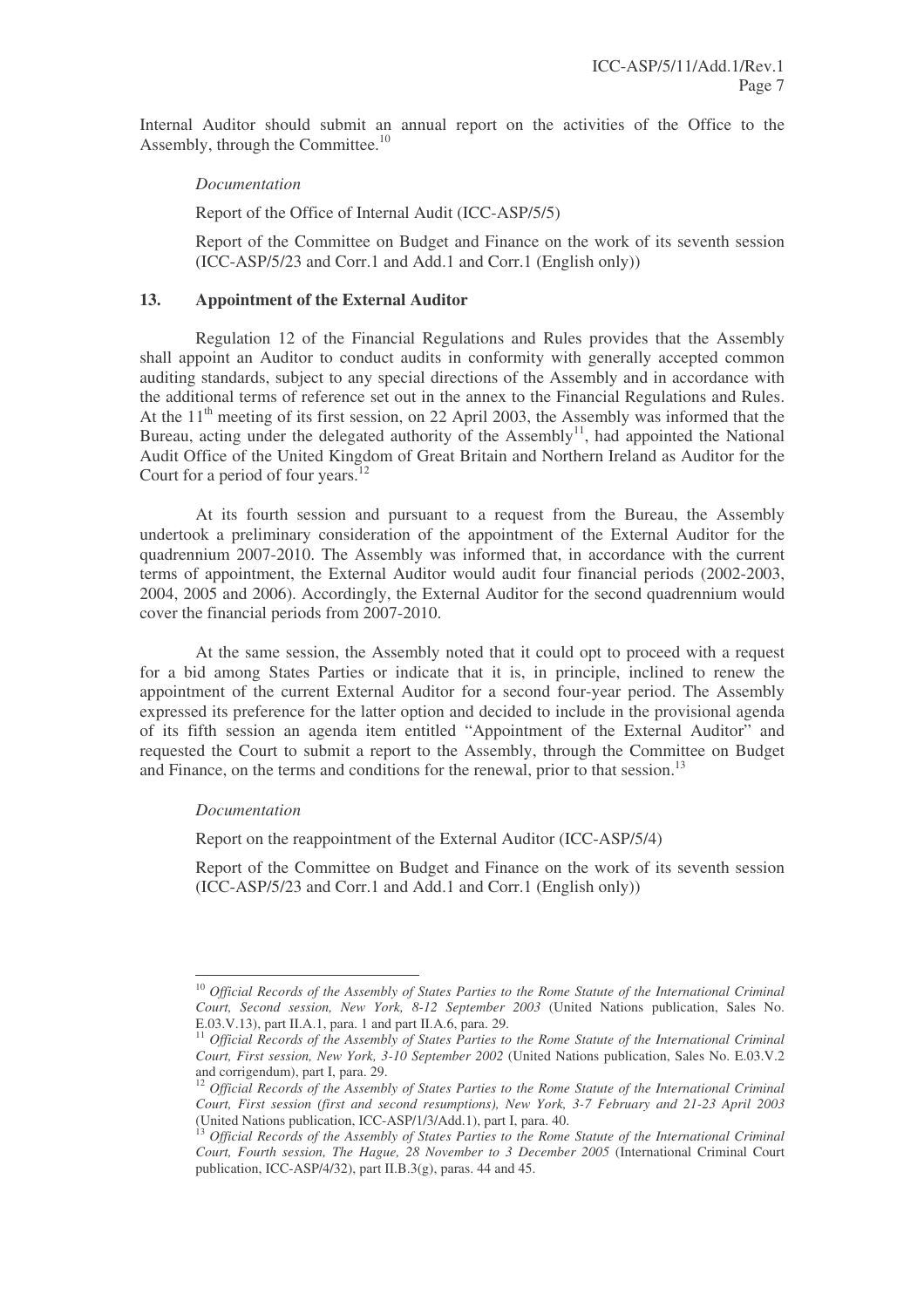Internal Auditor should submit an annual report on the activities of the Office to the Assembly, through the Committee.[10]

*Documentation*

Report of the Office of Internal Audit (ICC-ASP/5/5)

Report of the Committee on Budget and Finance on the work of its seventh session (ICC-ASP/5/23 and Corr.1 and Add.1 and Corr.1 (English only))

### 13. Appointment of the External Auditor

Regulation 12 of the Financial Regulations and Rules provides that the Assembly shall appoint an Auditor to conduct audits in conformity with generally accepted common auditing standards, subject to any special directions of the Assembly and in accordance with the additional terms of reference set out in the annex to the Financial Regulations and Rules. At the 11th meeting of its first session, on 22 April 2003, the Assembly was informed that the Bureau, acting under the delegated authority of the Assembly[11], had appointed the National Audit Office of the United Kingdom of Great Britain and Northern Ireland as Auditor for the Court for a period of four years.[12]

At its fourth session and pursuant to a request from the Bureau, the Assembly undertook a preliminary consideration of the appointment of the External Auditor for the quadrennium 2007-2010. The Assembly was informed that, in accordance with the current terms of appointment, the External Auditor would audit four financial periods (2002-2003, 2004, 2005 and 2006). Accordingly, the External Auditor for the second quadrennium would cover the financial periods from 2007-2010.

At the same session, the Assembly noted that it could opt to proceed with a request for a bid among States Parties or indicate that it is, in principle, inclined to renew the appointment of the current External Auditor for a second four-year period. The Assembly expressed its preference for the latter option and decided to include in the provisional agenda of its fifth session an agenda item entitled "Appointment of the External Auditor" and requested the Court to submit a report to the Assembly, through the Committee on Budget and Finance, on the terms and conditions for the renewal, prior to that session.[13]

*Documentation*

Report on the reappointment of the External Auditor (ICC-ASP/5/4)

Report of the Committee on Budget and Finance on the work of its seventh session (ICC-ASP/5/23 and Corr.1 and Add.1 and Corr.1 (English only))

---

[10] *Official Records of the Assembly of States Parties to the Rome Statute of the International Criminal Court, Second session, New York, 8-12 September 2003* (United Nations publication, Sales No. E.03.V.13), part II.A.1, para. 1 and part II.A.6, para. 29.

[11] *Official Records of the Assembly of States Parties to the Rome Statute of the International Criminal Court, First session, New York, 3-10 September 2002* (United Nations publication, Sales No. E.03.V.2 and corrigendum), part I, para. 29.

[12] *Official Records of the Assembly of States Parties to the Rome Statute of the International Criminal Court, First session (first and second resumptions), New York, 3-7 February and 21-23 April 2003* (United Nations publication, ICC-ASP/1/3/Add.1), part I, para. 40.

[13] *Official Records of the Assembly of States Parties to the Rome Statute of the International Criminal Court, Fourth session, The Hague, 28 November to 3 December 2005* (International Criminal Court publication, ICC-ASP/4/32), part II.B.3(g), paras. 44 and 45.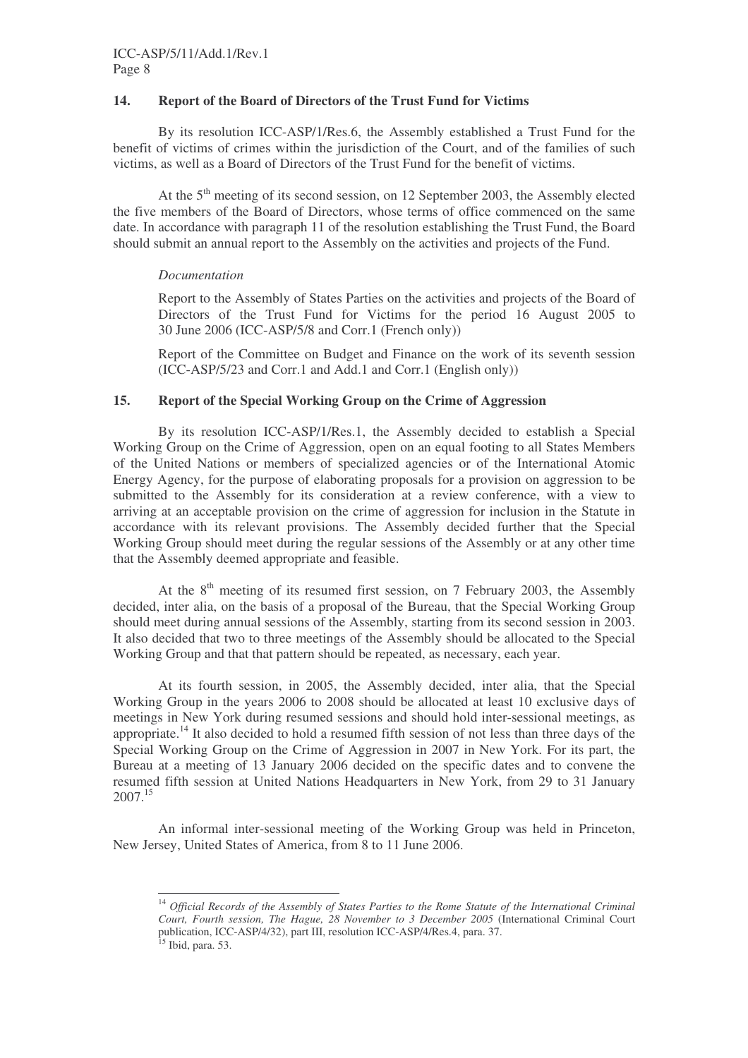## 14. Report of the Board of Directors of the Trust Fund for Victims

By its resolution ICC-ASP/1/Res.6, the Assembly established a Trust Fund for the benefit of victims of crimes within the jurisdiction of the Court, and of the families of such victims, as well as a Board of Directors of the Trust Fund for the benefit of victims.

At the 5th meeting of its second session, on 12 September 2003, the Assembly elected the five members of the Board of Directors, whose terms of office commenced on the same date. In accordance with paragraph 11 of the resolution establishing the Trust Fund, the Board should submit an annual report to the Assembly on the activities and projects of the Fund.

*Documentation*

Report to the Assembly of States Parties on the activities and projects of the Board of Directors of the Trust Fund for Victims for the period 16 August 2005 to 30 June 2006 (ICC-ASP/5/8 and Corr.1 (French only))

Report of the Committee on Budget and Finance on the work of its seventh session (ICC-ASP/5/23 and Corr.1 and Add.1 and Corr.1 (English only))

## 15. Report of the Special Working Group on the Crime of Aggression

By its resolution ICC-ASP/1/Res.1, the Assembly decided to establish a Special Working Group on the Crime of Aggression, open on an equal footing to all States Members of the United Nations or members of specialized agencies or of the International Atomic Energy Agency, for the purpose of elaborating proposals for a provision on aggression to be submitted to the Assembly for its consideration at a review conference, with a view to arriving at an acceptable provision on the crime of aggression for inclusion in the Statute in accordance with its relevant provisions. The Assembly decided further that the Special Working Group should meet during the regular sessions of the Assembly or at any other time that the Assembly deemed appropriate and feasible.

At the 8th meeting of its resumed first session, on 7 February 2003, the Assembly decided, inter alia, on the basis of a proposal of the Bureau, that the Special Working Group should meet during annual sessions of the Assembly, starting from its second session in 2003. It also decided that two to three meetings of the Assembly should be allocated to the Special Working Group and that that pattern should be repeated, as necessary, each year.

At its fourth session, in 2005, the Assembly decided, inter alia, that the Special Working Group in the years 2006 to 2008 should be allocated at least 10 exclusive days of meetings in New York during resumed sessions and should hold inter-sessional meetings, as appropriate.[14] It also decided to hold a resumed fifth session of not less than three days of the Special Working Group on the Crime of Aggression in 2007 in New York. For its part, the Bureau at a meeting of 13 January 2006 decided on the specific dates and to convene the resumed fifth session at United Nations Headquarters in New York, from 29 to 31 January 2007.[15]

An informal inter-sessional meeting of the Working Group was held in Princeton, New Jersey, United States of America, from 8 to 11 June 2006.

---

[14] *Official Records of the Assembly of States Parties to the Rome Statute of the International Criminal Court, Fourth session, The Hague, 28 November to 3 December 2005* (International Criminal Court publication, ICC-ASP/4/32), part III, resolution ICC-ASP/4/Res.4, para. 37.

[15] Ibid, para. 53.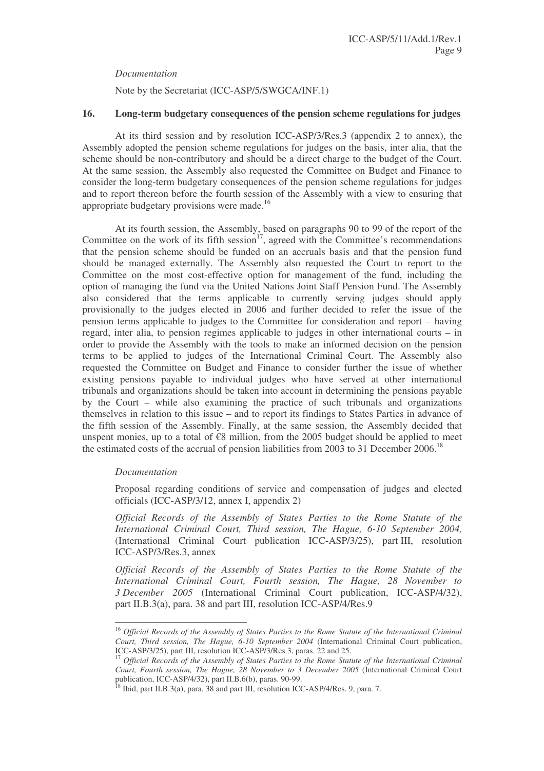*Documentation*

Note by the Secretariat (ICC-ASP/5/SWGCA/INF.1)

**16. Long-term budgetary consequences of the pension scheme regulations for judges**

At its third session and by resolution ICC-ASP/3/Res.3 (appendix 2 to annex), the Assembly adopted the pension scheme regulations for judges on the basis, inter alia, that the scheme should be non-contributory and should be a direct charge to the budget of the Court. At the same session, the Assembly also requested the Committee on Budget and Finance to consider the long-term budgetary consequences of the pension scheme regulations for judges and to report thereon before the fourth session of the Assembly with a view to ensuring that appropriate budgetary provisions were made.[16]

At its fourth session, the Assembly, based on paragraphs 90 to 99 of the report of the Committee on the work of its fifth session[17], agreed with the Committee's recommendations that the pension scheme should be funded on an accruals basis and that the pension fund should be managed externally. The Assembly also requested the Court to report to the Committee on the most cost-effective option for management of the fund, including the option of managing the fund via the United Nations Joint Staff Pension Fund. The Assembly also considered that the terms applicable to currently serving judges should apply provisionally to the judges elected in 2006 and further decided to refer the issue of the pension terms applicable to judges to the Committee for consideration and report – having regard, inter alia, to pension regimes applicable to judges in other international courts – in order to provide the Assembly with the tools to make an informed decision on the pension terms to be applied to judges of the International Criminal Court. The Assembly also requested the Committee on Budget and Finance to consider further the issue of whether existing pensions payable to individual judges who have served at other international tribunals and organizations should be taken into account in determining the pensions payable by the Court – while also examining the practice of such tribunals and organizations themselves in relation to this issue – and to report its findings to States Parties in advance of the fifth session of the Assembly. Finally, at the same session, the Assembly decided that unspent monies, up to a total of €8 million, from the 2005 budget should be applied to meet the estimated costs of the accrual of pension liabilities from 2003 to 31 December 2006.[18]

*Documentation*

Proposal regarding conditions of service and compensation of judges and elected officials (ICC-ASP/3/12, annex I, appendix 2)

*Official Records of the Assembly of States Parties to the Rome Statute of the International Criminal Court, Third session, The Hague, 6-10 September 2004,* (International Criminal Court publication ICC-ASP/3/25), part III, resolution ICC-ASP/3/Res.3, annex

*Official Records of the Assembly of States Parties to the Rome Statute of the International Criminal Court, Fourth session, The Hague, 28 November to 3 December 2005* (International Criminal Court publication, ICC-ASP/4/32), part II.B.3(a), para. 38 and part III, resolution ICC-ASP/4/Res.9

---

[16] *Official Records of the Assembly of States Parties to the Rome Statute of the International Criminal Court, Third session, The Hague, 6-10 September 2004* (International Criminal Court publication, ICC-ASP/3/25), part III, resolution ICC-ASP/3/Res.3, paras. 22 and 25.

[17] *Official Records of the Assembly of States Parties to the Rome Statute of the International Criminal Court, Fourth session, The Hague, 28 November to 3 December 2005* (International Criminal Court publication, ICC-ASP/4/32), part II.B.6(b), paras. 90-99.

[18] Ibid, part II.B.3(a), para. 38 and part III, resolution ICC-ASP/4/Res. 9, para. 7.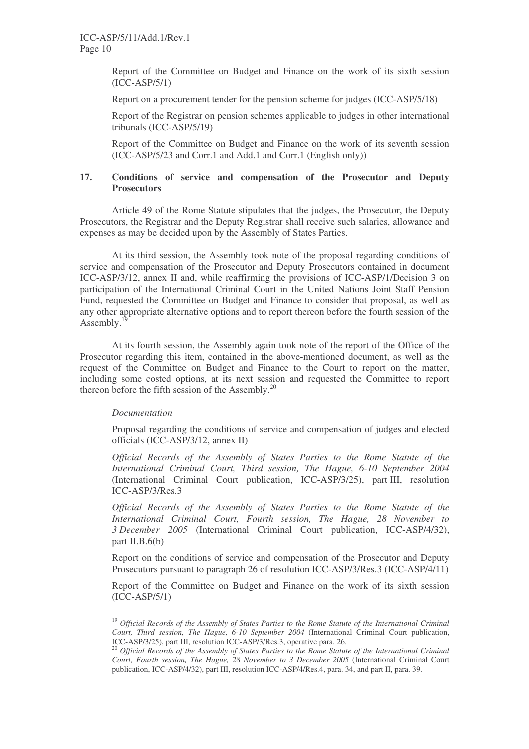Report of the Committee on Budget and Finance on the work of its sixth session (ICC-ASP/5/1)

Report on a procurement tender for the pension scheme for judges (ICC-ASP/5/18)

Report of the Registrar on pension schemes applicable to judges in other international tribunals (ICC-ASP/5/19)

Report of the Committee on Budget and Finance on the work of its seventh session (ICC-ASP/5/23 and Corr.1 and Add.1 and Corr.1 (English only))

## 17. Conditions of service and compensation of the Prosecutor and Deputy Prosecutors

Article 49 of the Rome Statute stipulates that the judges, the Prosecutor, the Deputy Prosecutors, the Registrar and the Deputy Registrar shall receive such salaries, allowance and expenses as may be decided upon by the Assembly of States Parties.

At its third session, the Assembly took note of the proposal regarding conditions of service and compensation of the Prosecutor and Deputy Prosecutors contained in document ICC-ASP/3/12, annex II and, while reaffirming the provisions of ICC-ASP/1/Decision 3 on participation of the International Criminal Court in the United Nations Joint Staff Pension Fund, requested the Committee on Budget and Finance to consider that proposal, as well as any other appropriate alternative options and to report thereon before the fourth session of the Assembly.[19]

At its fourth session, the Assembly again took note of the report of the Office of the Prosecutor regarding this item, contained in the above-mentioned document, as well as the request of the Committee on Budget and Finance to the Court to report on the matter, including some costed options, at its next session and requested the Committee to report thereon before the fifth session of the Assembly.[20]

*Documentation*

Proposal regarding the conditions of service and compensation of judges and elected officials (ICC-ASP/3/12, annex II)

*Official Records of the Assembly of States Parties to the Rome Statute of the International Criminal Court, Third session, The Hague, 6-10 September 2004* (International Criminal Court publication, ICC-ASP/3/25), part III, resolution ICC-ASP/3/Res.3

*Official Records of the Assembly of States Parties to the Rome Statute of the International Criminal Court, Fourth session, The Hague, 28 November to 3 December 2005* (International Criminal Court publication, ICC-ASP/4/32), part II.B.6(b)

Report on the conditions of service and compensation of the Prosecutor and Deputy Prosecutors pursuant to paragraph 26 of resolution ICC-ASP/3/Res.3 (ICC-ASP/4/11)

Report of the Committee on Budget and Finance on the work of its sixth session (ICC-ASP/5/1)

---

[19] *Official Records of the Assembly of States Parties to the Rome Statute of the International Criminal Court, Third session, The Hague, 6-10 September 2004* (International Criminal Court publication, ICC-ASP/3/25), part III, resolution ICC-ASP/3/Res.3, operative para. 26.

[20] *Official Records of the Assembly of States Parties to the Rome Statute of the International Criminal Court, Fourth session, The Hague, 28 November to 3 December 2005* (International Criminal Court publication, ICC-ASP/4/32), part III, resolution ICC-ASP/4/Res.4, para. 34, and part II, para. 39.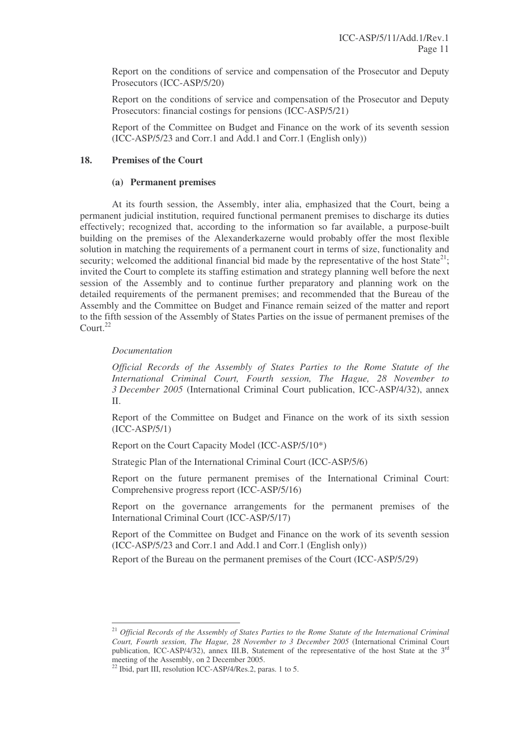Report on the conditions of service and compensation of the Prosecutor and Deputy Prosecutors (ICC-ASP/5/20)

Report on the conditions of service and compensation of the Prosecutor and Deputy Prosecutors: financial costings for pensions (ICC-ASP/5/21)

Report of the Committee on Budget and Finance on the work of its seventh session (ICC-ASP/5/23 and Corr.1 and Add.1 and Corr.1 (English only))

## 18. Premises of the Court

### (a) Permanent premises

At its fourth session, the Assembly, inter alia, emphasized that the Court, being a permanent judicial institution, required functional permanent premises to discharge its duties effectively; recognized that, according to the information so far available, a purpose-built building on the premises of the Alexanderkazerne would probably offer the most flexible solution in matching the requirements of a permanent court in terms of size, functionality and security; welcomed the additional financial bid made by the representative of the host State[21]; invited the Court to complete its staffing estimation and strategy planning well before the next session of the Assembly and to continue further preparatory and planning work on the detailed requirements of the permanent premises; and recommended that the Bureau of the Assembly and the Committee on Budget and Finance remain seized of the matter and report to the fifth session of the Assembly of States Parties on the issue of permanent premises of the Court.[22]

*Documentation*

*Official Records of the Assembly of States Parties to the Rome Statute of the International Criminal Court, Fourth session, The Hague, 28 November to 3 December 2005* (International Criminal Court publication, ICC-ASP/4/32), annex II.

Report of the Committee on Budget and Finance on the work of its sixth session (ICC-ASP/5/1)

Report on the Court Capacity Model (ICC-ASP/5/10*)

Strategic Plan of the International Criminal Court (ICC-ASP/5/6)

Report on the future permanent premises of the International Criminal Court: Comprehensive progress report (ICC-ASP/5/16)

Report on the governance arrangements for the permanent premises of the International Criminal Court (ICC-ASP/5/17)

Report of the Committee on Budget and Finance on the work of its seventh session (ICC-ASP/5/23 and Corr.1 and Add.1 and Corr.1 (English only))

Report of the Bureau on the permanent premises of the Court (ICC-ASP/5/29)

---

[21] *Official Records of the Assembly of States Parties to the Rome Statute of the International Criminal Court, Fourth session, The Hague, 28 November to 3 December 2005* (International Criminal Court publication, ICC-ASP/4/32), annex III.B, Statement of the representative of the host State at the 3rd meeting of the Assembly, on 2 December 2005.

[22] Ibid, part III, resolution ICC-ASP/4/Res.2, paras. 1 to 5.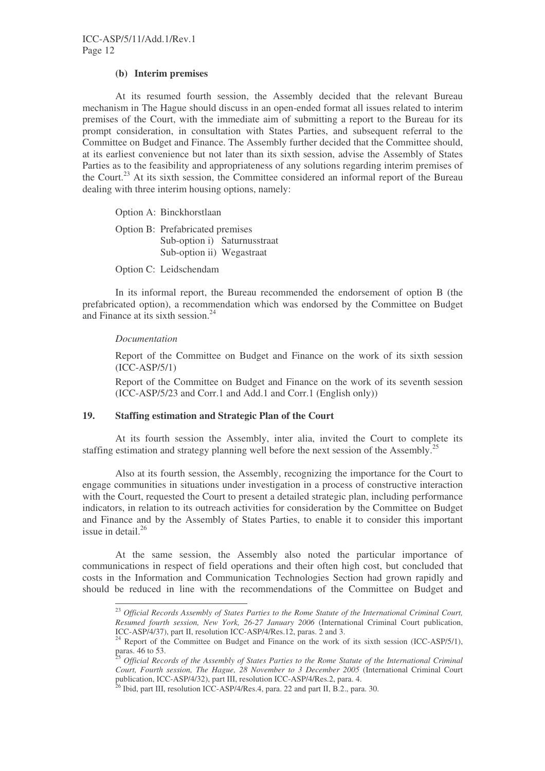### (b) Interim premises

At its resumed fourth session, the Assembly decided that the relevant Bureau mechanism in The Hague should discuss in an open-ended format all issues related to interim premises of the Court, with the immediate aim of submitting a report to the Bureau for its prompt consideration, in consultation with States Parties, and subsequent referral to the Committee on Budget and Finance. The Assembly further decided that the Committee should, at its earliest convenience but not later than its sixth session, advise the Assembly of States Parties as to the feasibility and appropriateness of any solutions regarding interim premises of the Court.[23] At its sixth session, the Committee considered an informal report of the Bureau dealing with three interim housing options, namely:

Option A: Binckhorstlaan

Option B: Prefabricated premises
Sub-option i) Saturnusstraat
Sub-option ii) Wegastraat

Option C: Leidschendam

In its informal report, the Bureau recommended the endorsement of option B (the prefabricated option), a recommendation which was endorsed by the Committee on Budget and Finance at its sixth session.[24]

*Documentation*

Report of the Committee on Budget and Finance on the work of its sixth session (ICC-ASP/5/1)

Report of the Committee on Budget and Finance on the work of its seventh session (ICC-ASP/5/23 and Corr.1 and Add.1 and Corr.1 (English only))

## 19. Staffing estimation and Strategic Plan of the Court

At its fourth session the Assembly, inter alia, invited the Court to complete its staffing estimation and strategy planning well before the next session of the Assembly.[25]

Also at its fourth session, the Assembly, recognizing the importance for the Court to engage communities in situations under investigation in a process of constructive interaction with the Court, requested the Court to present a detailed strategic plan, including performance indicators, in relation to its outreach activities for consideration by the Committee on Budget and Finance and by the Assembly of States Parties, to enable it to consider this important issue in detail.[26]

At the same session, the Assembly also noted the particular importance of communications in respect of field operations and their often high cost, but concluded that costs in the Information and Communication Technologies Section had grown rapidly and should be reduced in line with the recommendations of the Committee on Budget and

---

[23] *Official Records Assembly of States Parties to the Rome Statute of the International Criminal Court, Resumed fourth session, New York, 26-27 January 2006* (International Criminal Court publication, ICC-ASP/4/37), part II, resolution ICC-ASP/4/Res.12, paras. 2 and 3.

[24] Report of the Committee on Budget and Finance on the work of its sixth session (ICC-ASP/5/1), paras. 46 to 53.

[25] *Official Records of the Assembly of States Parties to the Rome Statute of the International Criminal Court, Fourth session, The Hague, 28 November to 3 December 2005* (International Criminal Court publication, ICC-ASP/4/32), part III, resolution ICC-ASP/4/Res.2, para. 4.

[26] Ibid, part III, resolution ICC-ASP/4/Res.4, para. 22 and part II, B.2., para. 30.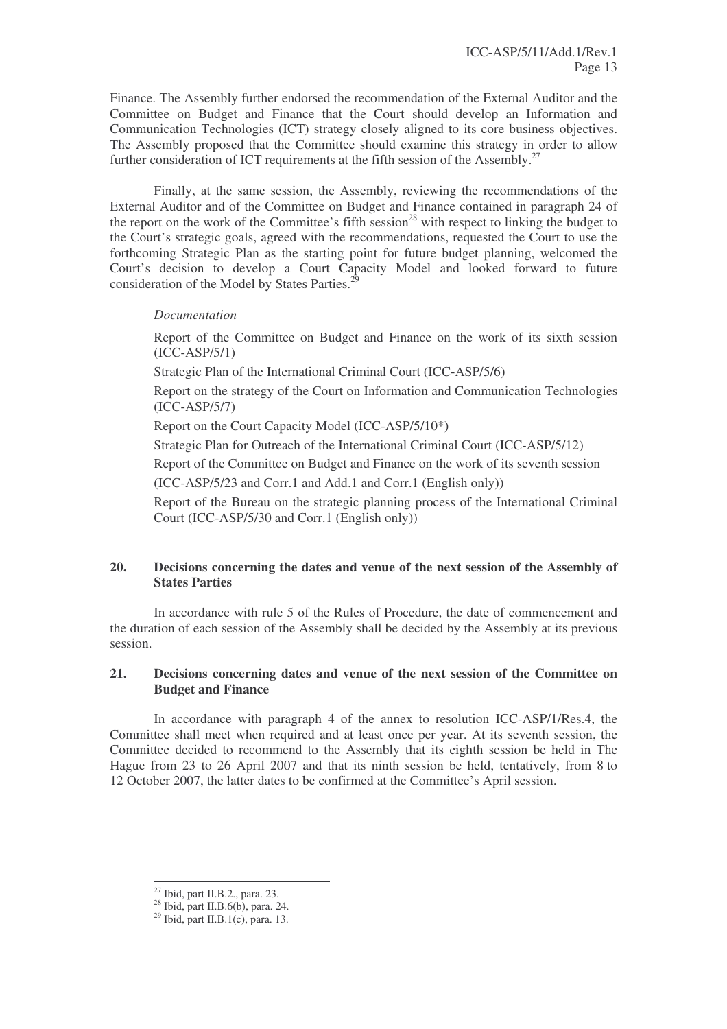Finance. The Assembly further endorsed the recommendation of the External Auditor and the Committee on Budget and Finance that the Court should develop an Information and Communication Technologies (ICT) strategy closely aligned to its core business objectives. The Assembly proposed that the Committee should examine this strategy in order to allow further consideration of ICT requirements at the fifth session of the Assembly.[27]

Finally, at the same session, the Assembly, reviewing the recommendations of the External Auditor and of the Committee on Budget and Finance contained in paragraph 24 of the report on the work of the Committee's fifth session[28] with respect to linking the budget to the Court's strategic goals, agreed with the recommendations, requested the Court to use the forthcoming Strategic Plan as the starting point for future budget planning, welcomed the Court's decision to develop a Court Capacity Model and looked forward to future consideration of the Model by States Parties.[29]

*Documentation*

Report of the Committee on Budget and Finance on the work of its sixth session (ICC-ASP/5/1)

Strategic Plan of the International Criminal Court (ICC-ASP/5/6)

Report on the strategy of the Court on Information and Communication Technologies (ICC-ASP/5/7)

Report on the Court Capacity Model (ICC-ASP/5/10*)

Strategic Plan for Outreach of the International Criminal Court (ICC-ASP/5/12)

Report of the Committee on Budget and Finance on the work of its seventh session

(ICC-ASP/5/23 and Corr.1 and Add.1 and Corr.1 (English only))

Report of the Bureau on the strategic planning process of the International Criminal Court (ICC-ASP/5/30 and Corr.1 (English only))

## 20. Decisions concerning the dates and venue of the next session of the Assembly of States Parties

In accordance with rule 5 of the Rules of Procedure, the date of commencement and the duration of each session of the Assembly shall be decided by the Assembly at its previous session.

## 21. Decisions concerning dates and venue of the next session of the Committee on Budget and Finance

In accordance with paragraph 4 of the annex to resolution ICC-ASP/1/Res.4, the Committee shall meet when required and at least once per year. At its seventh session, the Committee decided to recommend to the Assembly that its eighth session be held in The Hague from 23 to 26 April 2007 and that its ninth session be held, tentatively, from 8 to 12 October 2007, the latter dates to be confirmed at the Committee's April session.

---

[27] Ibid, part II.B.2., para. 23.

[28] Ibid, part II.B.6(b), para. 24.

[29] Ibid, part II.B.1(c), para. 13.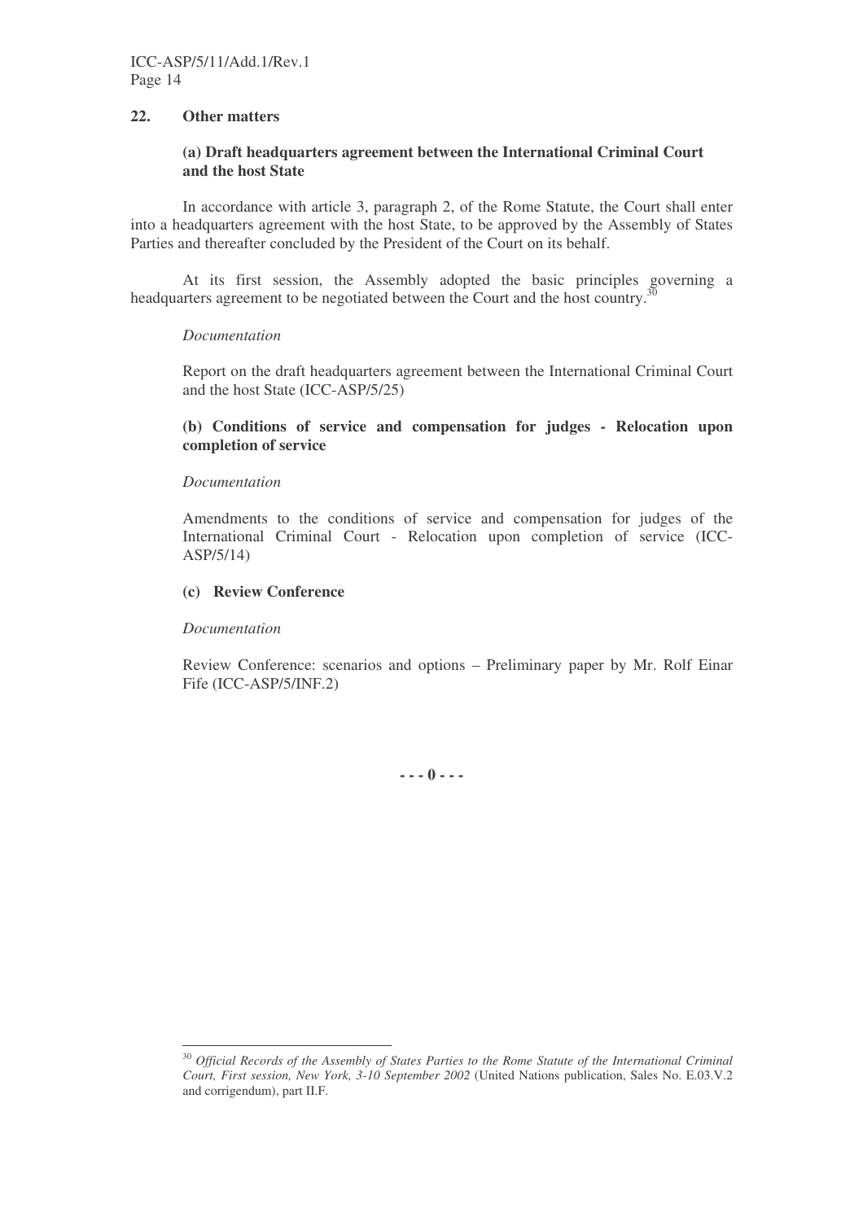## 22. Other matters

### (a) Draft headquarters agreement between the International Criminal Court and the host State

In accordance with article 3, paragraph 2, of the Rome Statute, the Court shall enter into a headquarters agreement with the host State, to be approved by the Assembly of States Parties and thereafter concluded by the President of the Court on its behalf.

At its first session, the Assembly adopted the basic principles governing a headquarters agreement to be negotiated between the Court and the host country.[30]

*Documentation*

Report on the draft headquarters agreement between the International Criminal Court and the host State (ICC-ASP/5/25)

### (b) Conditions of service and compensation for judges - Relocation upon completion of service

*Documentation*

Amendments to the conditions of service and compensation for judges of the International Criminal Court - Relocation upon completion of service (ICC-ASP/5/14)

### (c) Review Conference

*Documentation*

Review Conference: scenarios and options – Preliminary paper by Mr. Rolf Einar Fife (ICC-ASP/5/INF.2)

**- - - 0 - - -**

---

[30] *Official Records of the Assembly of States Parties to the Rome Statute of the International Criminal Court, First session, New York, 3-10 September 2002* (United Nations publication, Sales No. E.03.V.2 and corrigendum), part II.F.